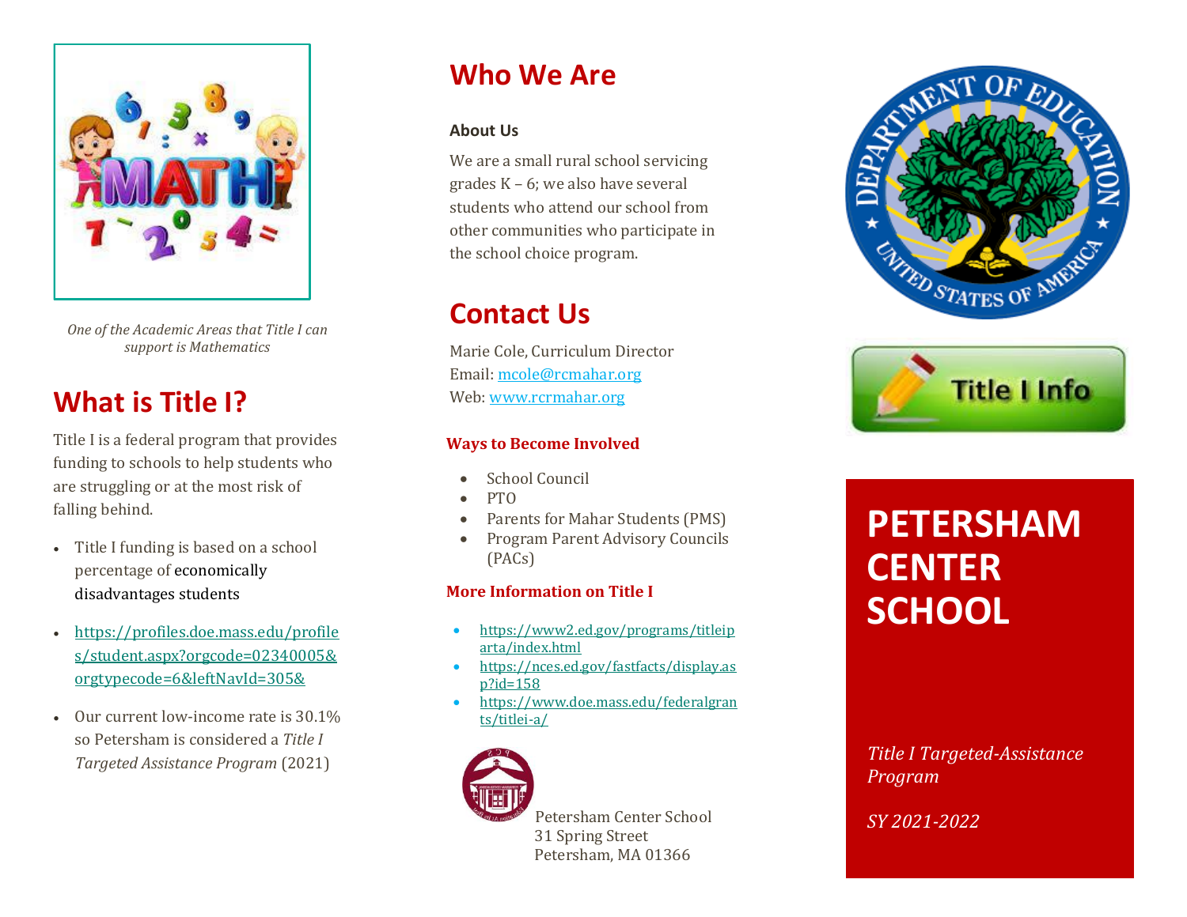*One of the Academic Areas that Title I can support is Mathematics*

## What is Title I?

Title I is a federal program that provides funding to schools to help students who are struggling or at the most risk of falling behind.

- Title I funding is based on a school percentage of economically disadvantages students
- https://profiles.doe.mass.edu/profiles/student.aspx?orgcode=02340005&orgtypecode=6&leftNavId=305&
- Our current low-income rate is 30.1% so Petersham is considered a *Title I Targeted Assistance Program* (2021)

## Who We Are

### About Us

We are a small rural school servicing grades K – 6; we also have several students who attend our school from other communities who participate in the school choice program.

## Contact Us

Marie Cole, Curriculum Director
Email: mcole@rcmahar.org
Web: www.rcrmahar.org

### Ways to Become Involved

- School Council
- PTO
- Parents for Mahar Students (PMS)
- Program Parent Advisory Councils (PACs)

### More Information on Title I

- https://www2.ed.gov/programs/titleiparta/index.html
- https://nces.ed.gov/fastfacts/display.asp?id=158
- https://www.doe.mass.edu/federalgrants/titlei-a/

Petersham Center School
31 Spring Street
Petersham, MA 01366

Title I Info

# PETERSHAM CENTER SCHOOL

*Title I Targeted-Assistance Program*

*SY 2021-2022*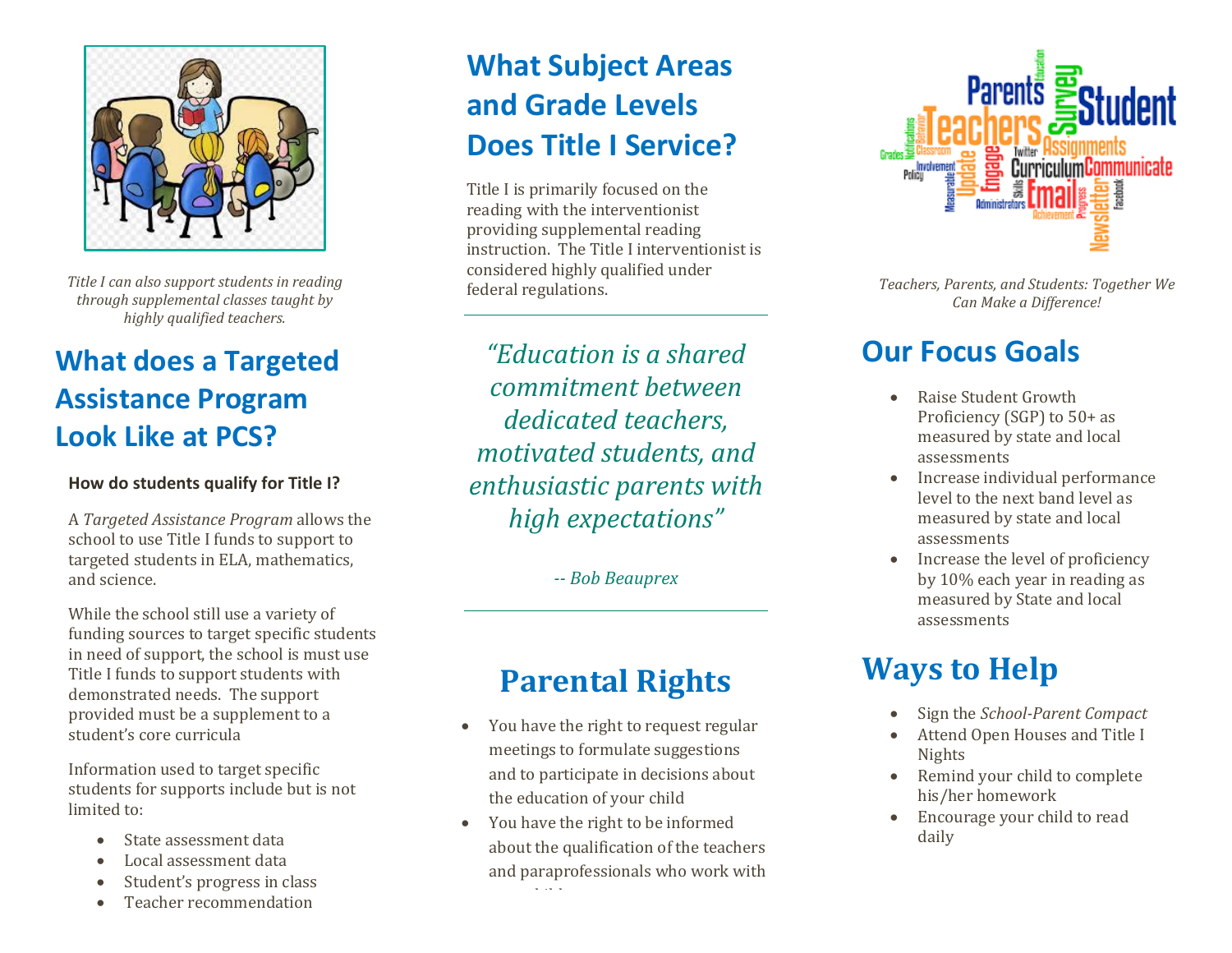*Title I can also support students in reading through supplemental classes taught by highly qualified teachers.*

## What does a Targeted Assistance Program Look Like at PCS?

**How do students qualify for Title I?**

A *Targeted Assistance Program* allows the school to use Title I funds to support to targeted students in ELA, mathematics, and science.

While the school still use a variety of funding sources to target specific students in need of support, the school is must use Title I funds to support students with demonstrated needs. The support provided must be a supplement to a student's core curricula

Information used to target specific students for supports include but is not limited to:

- State assessment data
- Local assessment data
- Student's progress in class
- Teacher recommendation

## What Subject Areas and Grade Levels Does Title I Service?

Title I is primarily focused on the reading with the interventionist providing supplemental reading instruction. The Title I interventionist is considered highly qualified under federal regulations.

---

*"Education is a shared commitment between dedicated teachers, motivated students, and enthusiastic parents with high expectations"*

*-- Bob Beauprex*

---

## Parental Rights

- You have the right to request regular meetings to formulate suggestions and to participate in decisions about the education of your child
- You have the right to be informed about the qualification of the teachers and paraprofessionals who work with

*Teachers, Parents, and Students: Together We Can Make a Difference!*

## Our Focus Goals

- Raise Student Growth Proficiency (SGP) to 50+ as measured by state and local assessments
- Increase individual performance level to the next band level as measured by state and local assessments
- Increase the level of proficiency by 10% each year in reading as measured by State and local assessments

## Ways to Help

- Sign the *School-Parent Compact*
- Attend Open Houses and Title I Nights
- Remind your child to complete his/her homework
- Encourage your child to read daily